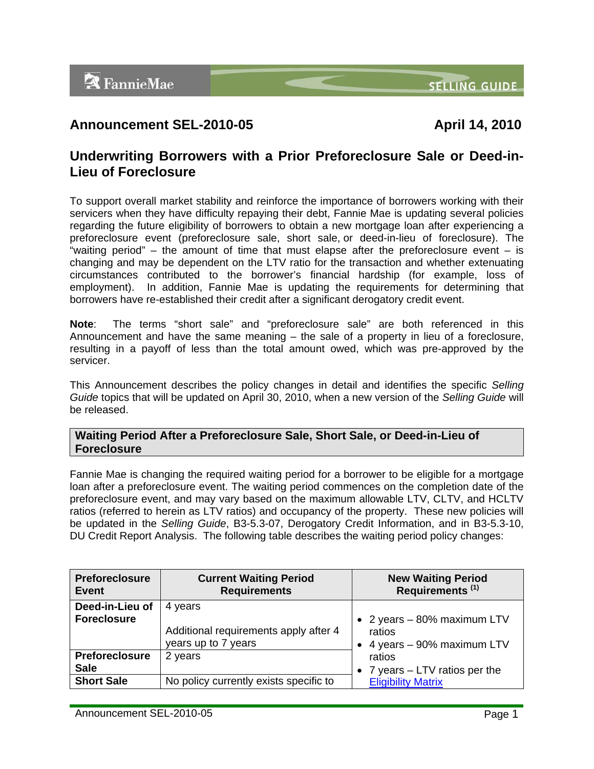## Announcement SEL-2010-05

**April 14, 2010**

# Underwriting Borrowers with a Prior Preforeclosure Sale or Deed-in-Lieu of Foreclosure

To support overall market stability and reinforce the importance of borrowers working with their servicers when they have difficulty repaying their debt, Fannie Mae is updating several policies regarding the future eligibility of borrowers to obtain a new mortgage loan after experiencing a preforeclosure event (preforeclosure sale, short sale, or deed-in-lieu of foreclosure). The "waiting period" – the amount of time that must elapse after the preforeclosure event – is changing and may be dependent on the LTV ratio for the transaction and whether extenuating circumstances contributed to the borrower's financial hardship (for example, loss of employment). In addition, Fannie Mae is updating the requirements for determining that borrowers have re-established their credit after a significant derogatory credit event.

**Note**: The terms "short sale" and "preforeclosure sale" are both referenced in this Announcement and have the same meaning – the sale of a property in lieu of a foreclosure, resulting in a payoff of less than the total amount owed, which was pre-approved by the servicer.

This Announcement describes the policy changes in detail and identifies the specific *Selling Guide* topics that will be updated on April 30, 2010, when a new version of the *Selling Guide* will be released.

## Waiting Period After a Preforeclosure Sale, Short Sale, or Deed-in-Lieu of Foreclosure

Fannie Mae is changing the required waiting period for a borrower to be eligible for a mortgage loan after a preforeclosure event. The waiting period commences on the completion date of the preforeclosure event, and may vary based on the maximum allowable LTV, CLTV, and HCLTV ratios (referred to herein as LTV ratios) and occupancy of the property. These new policies will be updated in the *Selling Guide*, B3-5.3-07, Derogatory Credit Information, and in B3-5.3-10, DU Credit Report Analysis. The following table describes the waiting period policy changes:

| Preforeclosure Event | Current Waiting Period Requirements | New Waiting Period Requirements (1) |
|---|---|---|
| **Deed-in-Lieu of Foreclosure** | 4 years<br><br>Additional requirements apply after 4 years up to 7 years | • 2 years – 80% maximum LTV ratios<br>• 4 years – 90% maximum LTV ratios<br>• 7 years – LTV ratios per the Eligibility Matrix |
| **Preforeclosure Sale** | 2 years | |
| **Short Sale** | No policy currently exists specific to | |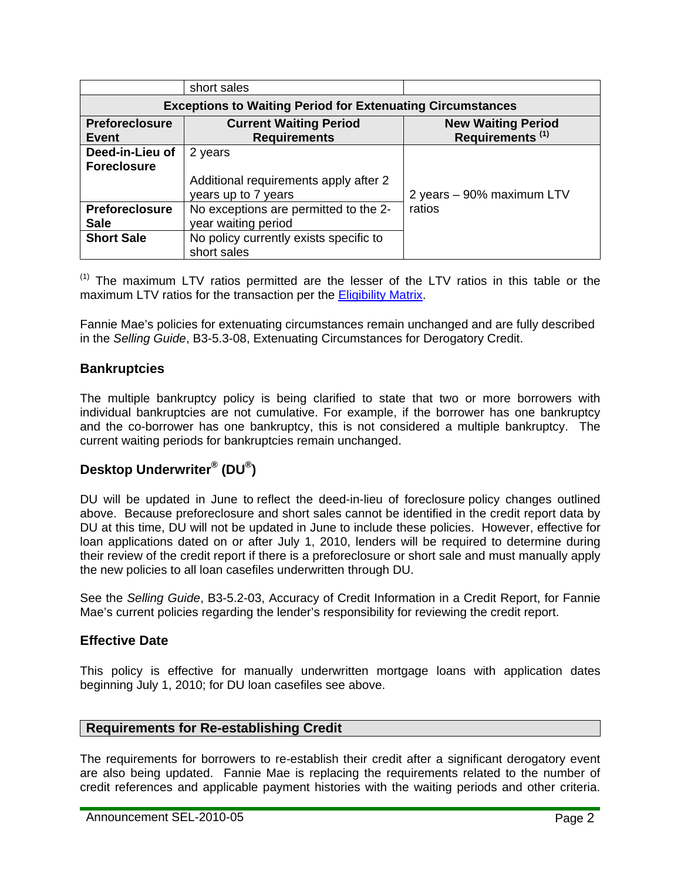| | short sales | |
|---|---|---|
| **Exceptions to Waiting Period for Extenuating Circumstances** | | |
| **Preforeclosure Event** | **Current Waiting Period Requirements** | **New Waiting Period Requirements [(1)]** |
| **Deed-in-Lieu of Foreclosure** | 2 years<br><br>Additional requirements apply after 2 years up to 7 years | 2 years – 90% maximum LTV ratios |
| **Preforeclosure Sale** | No exceptions are permitted to the 2-year waiting period | |
| **Short Sale** | No policy currently exists specific to short sales | |

[(1)] The maximum LTV ratios permitted are the lesser of the LTV ratios in this table or the maximum LTV ratios for the transaction per the Eligibility Matrix.

Fannie Mae's policies for extenuating circumstances remain unchanged and are fully described in the *Selling Guide*, B3-5.3-08, Extenuating Circumstances for Derogatory Credit.

### Bankruptcies

The multiple bankruptcy policy is being clarified to state that two or more borrowers with individual bankruptcies are not cumulative. For example, if the borrower has one bankruptcy and the co-borrower has one bankruptcy, this is not considered a multiple bankruptcy. The current waiting periods for bankruptcies remain unchanged.

### Desktop Underwriter® (DU®)

DU will be updated in June to reflect the deed-in-lieu of foreclosure policy changes outlined above. Because preforeclosure and short sales cannot be identified in the credit report data by DU at this time, DU will not be updated in June to include these policies. However, effective for loan applications dated on or after July 1, 2010, lenders will be required to determine during their review of the credit report if there is a preforeclosure or short sale and must manually apply the new policies to all loan casefiles underwritten through DU.

See the *Selling Guide*, B3-5.2-03, Accuracy of Credit Information in a Credit Report, for Fannie Mae's current policies regarding the lender's responsibility for reviewing the credit report.

### Effective Date

This policy is effective for manually underwritten mortgage loans with application dates beginning July 1, 2010; for DU loan casefiles see above.

## Requirements for Re-establishing Credit

The requirements for borrowers to re-establish their credit after a significant derogatory event are also being updated. Fannie Mae is replacing the requirements related to the number of credit references and applicable payment histories with the waiting periods and other criteria.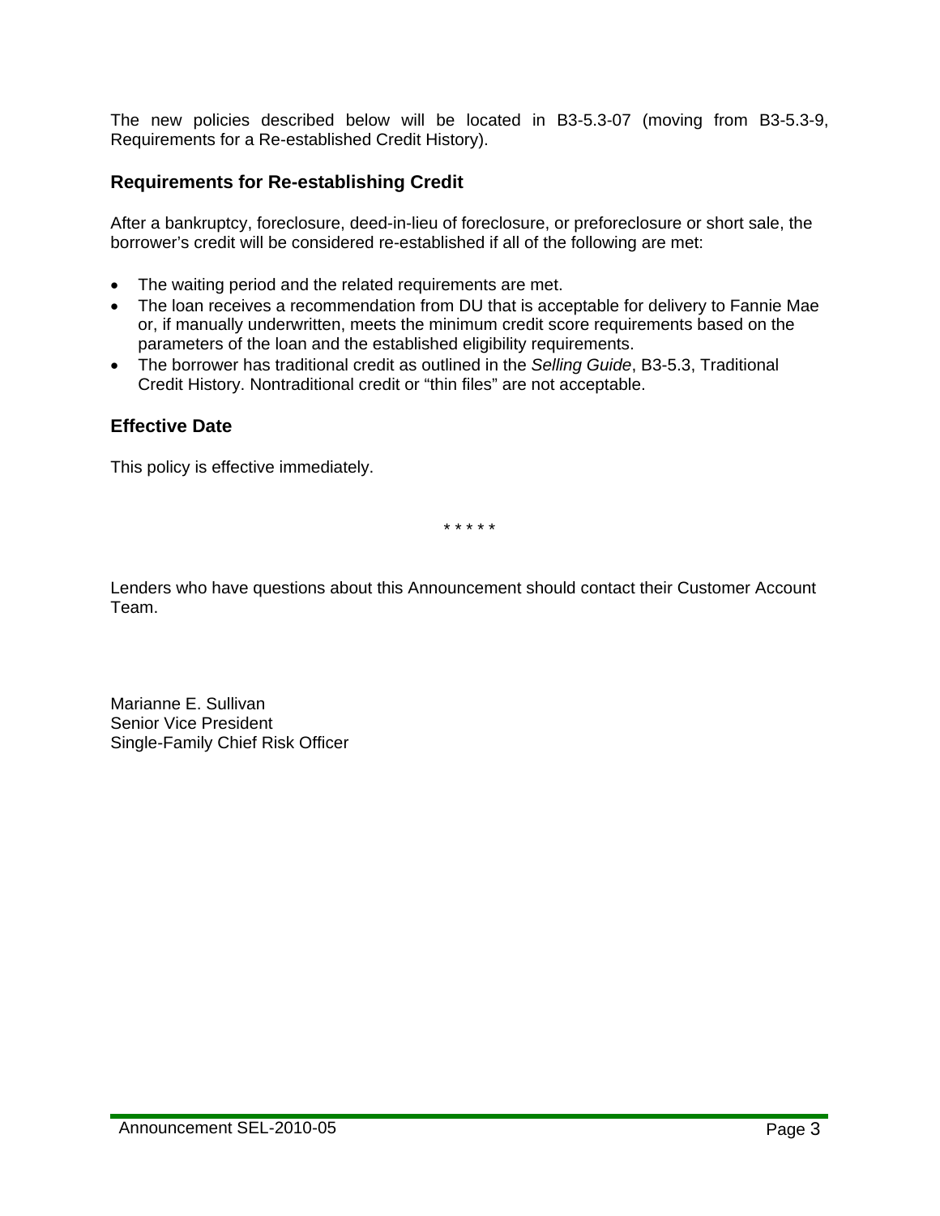The new policies described below will be located in B3-5.3-07 (moving from B3-5.3-9, Requirements for a Re-established Credit History).

## Requirements for Re-establishing Credit

After a bankruptcy, foreclosure, deed-in-lieu of foreclosure, or preforeclosure or short sale, the borrower's credit will be considered re-established if all of the following are met:

- The waiting period and the related requirements are met.
- The loan receives a recommendation from DU that is acceptable for delivery to Fannie Mae or, if manually underwritten, meets the minimum credit score requirements based on the parameters of the loan and the established eligibility requirements.
- The borrower has traditional credit as outlined in the *Selling Guide*, B3-5.3, Traditional Credit History. Nontraditional credit or "thin files" are not acceptable.

## Effective Date

This policy is effective immediately.

* * * * *

Lenders who have questions about this Announcement should contact their Customer Account Team.

Marianne E. Sullivan
Senior Vice President
Single-Family Chief Risk Officer